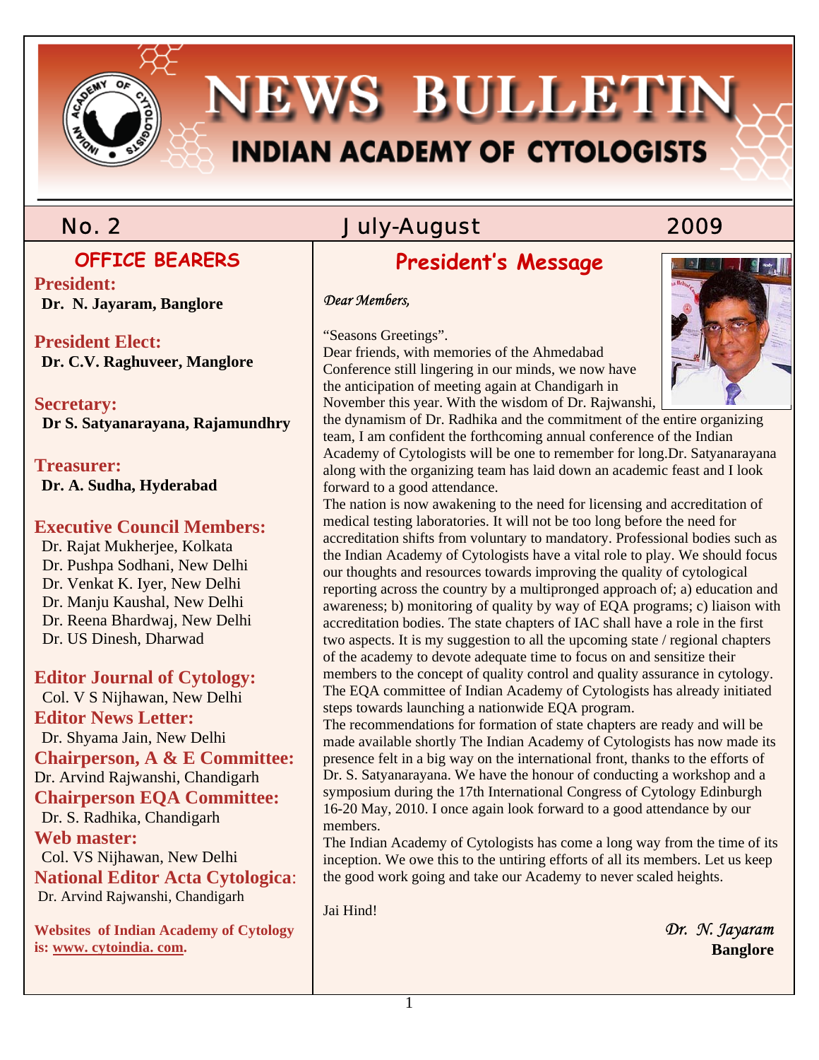# NEWS BULLETIN

## INDIAN ACADEMY OF CYTOLOGISTS

No. 2 July-August 2009

## OFFICE BEARERS

**President:**
**Dr. N. Jayaram, Banglore**

**President Elect:**
**Dr. C.V. Raghuveer, Manglore**

**Secretary:**
**Dr S. Satyanarayana, Rajamundhry**

**Treasurer:**
**Dr. A. Sudha, Hyderabad**

**Executive Council Members:**
Dr. Rajat Mukherjee, Kolkata
Dr. Pushpa Sodhani, New Delhi
Dr. Venkat K. Iyer, New Delhi
Dr. Manju Kaushal, New Delhi
Dr. Reena Bhardwaj, New Delhi
Dr. US Dinesh, Dharwad

**Editor Journal of Cytology:**
Col. V S Nijhawan, New Delhi

**Editor News Letter:**
Dr. Shyama Jain, New Delhi

**Chairperson, A & E Committee:**
Dr. Arvind Rajwanshi, Chandigarh

**Chairperson EQA Committee:**
Dr. S. Radhika, Chandigarh

**Web master:**
Col. VS Nijhawan, New Delhi

**National Editor Acta Cytologica:**
Dr. Arvind Rajwanshi, Chandigarh

**Websites of Indian Academy of Cytology is: www. cytoindia. com.**

## President's Message

*Dear Members,*

"Seasons Greetings".

Dear friends, with memories of the Ahmedabad Conference still lingering in our minds, we now have the anticipation of meeting again at Chandigarh in November this year. With the wisdom of Dr. Rajwanshi, the dynamism of Dr. Radhika and the commitment of the entire organizing team, I am confident the forthcoming annual conference of the Indian Academy of Cytologists will be one to remember for long.Dr. Satyanarayana along with the organizing team has laid down an academic feast and I look forward to a good attendance.

The nation is now awakening to the need for licensing and accreditation of medical testing laboratories. It will not be too long before the need for accreditation shifts from voluntary to mandatory. Professional bodies such as the Indian Academy of Cytologists have a vital role to play. We should focus our thoughts and resources towards improving the quality of cytological reporting across the country by a multipronged approach of; a) education and awareness; b) monitoring of quality by way of EQA programs; c) liaison with accreditation bodies. The state chapters of IAC shall have a role in the first two aspects. It is my suggestion to all the upcoming state / regional chapters of the academy to devote adequate time to focus on and sensitize their members to the concept of quality control and quality assurance in cytology. The EQA committee of Indian Academy of Cytologists has already initiated steps towards launching a nationwide EQA program.

The recommendations for formation of state chapters are ready and will be made available shortly The Indian Academy of Cytologists has now made its presence felt in a big way on the international front, thanks to the efforts of Dr. S. Satyanarayana. We have the honour of conducting a workshop and a symposium during the 17th International Congress of Cytology Edinburgh 16-20 May, 2010. I once again look forward to a good attendance by our members.

The Indian Academy of Cytologists has come a long way from the time of its inception. We owe this to the untiring efforts of all its members. Let us keep the good work going and take our Academy to never scaled heights.

Jai Hind!

*Dr. N. Jayaram*
**Banglore**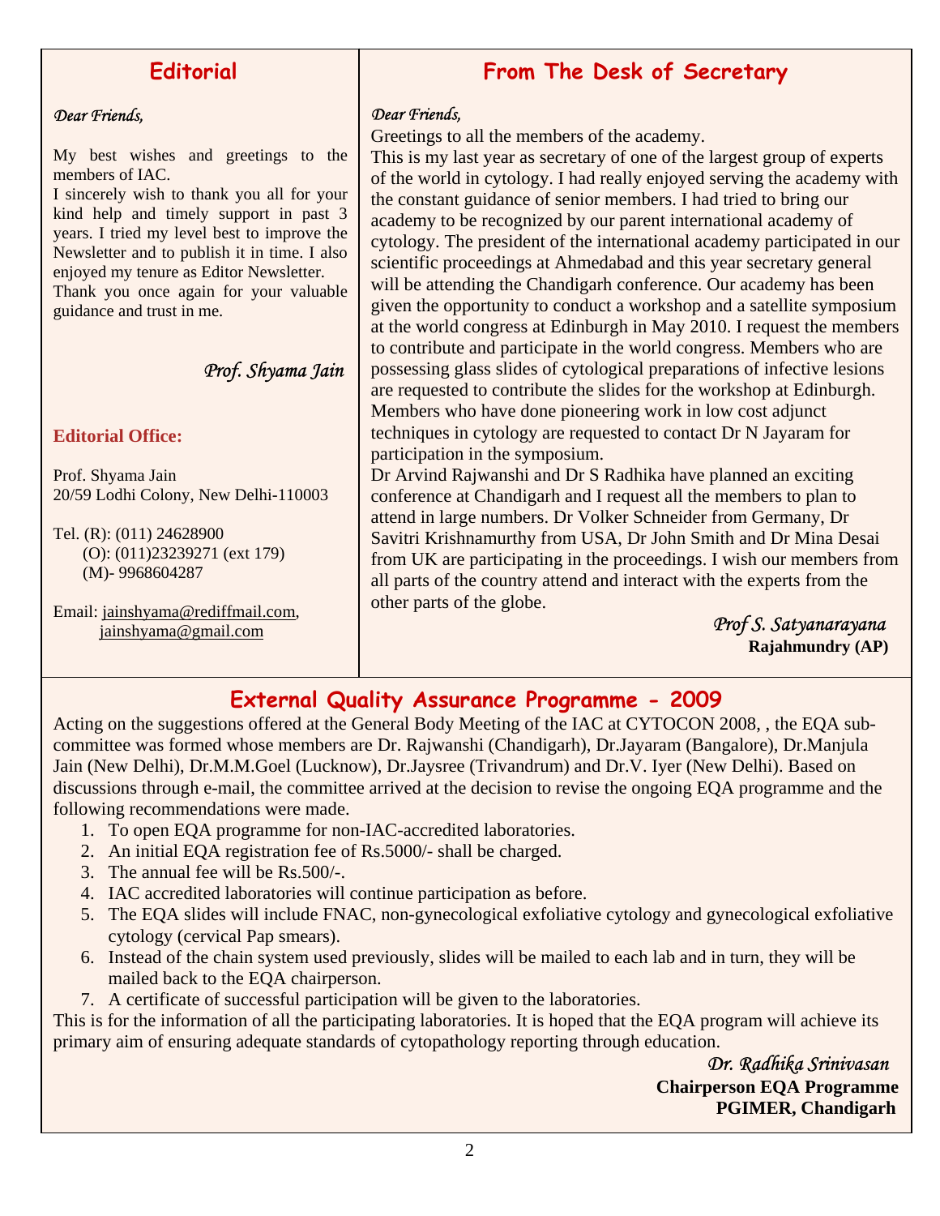## Editorial

*Dear Friends,*

My best wishes and greetings to the members of IAC.

I sincerely wish to thank you all for your kind help and timely support in past 3 years. I tried my level best to improve the Newsletter and to publish it in time. I also enjoyed my tenure as Editor Newsletter.

Thank you once again for your valuable guidance and trust in me.

*Prof. Shyama Jain*

**Editorial Office:**

Prof. Shyama Jain
20/59 Lodhi Colony, New Delhi-110003

Tel. (R): (011) 24628900
(O): (011)23239271 (ext 179)
(M)- 9968604287

Email: jainshyama@rediffmail.com, jainshyama@gmail.com

## From The Desk of Secretary

*Dear Friends,*

Greetings to all the members of the academy.

This is my last year as secretary of one of the largest group of experts of the world in cytology. I had really enjoyed serving the academy with the constant guidance of senior members. I had tried to bring our academy to be recognized by our parent international academy of cytology. The president of the international academy participated in our scientific proceedings at Ahmedabad and this year secretary general will be attending the Chandigarh conference. Our academy has been given the opportunity to conduct a workshop and a satellite symposium at the world congress at Edinburgh in May 2010. I request the members to contribute and participate in the world congress. Members who are possessing glass slides of cytological preparations of infective lesions are requested to contribute the slides for the workshop at Edinburgh. Members who have done pioneering work in low cost adjunct techniques in cytology are requested to contact Dr N Jayaram for participation in the symposium.

Dr Arvind Rajwanshi and Dr S Radhika have planned an exciting conference at Chandigarh and I request all the members to plan to attend in large numbers. Dr Volker Schneider from Germany, Dr Savitri Krishnamurthy from USA, Dr John Smith and Dr Mina Desai from UK are participating in the proceedings. I wish our members from all parts of the country attend and interact with the experts from the other parts of the globe.

*Prof S. Satyanarayana*
**Rajahmundry (AP)**

## External Quality Assurance Programme - 2009

Acting on the suggestions offered at the General Body Meeting of the IAC at CYTOCON 2008, , the EQA sub-committee was formed whose members are Dr. Rajwanshi (Chandigarh), Dr.Jayaram (Bangalore), Dr.Manjula Jain (New Delhi), Dr.M.M.Goel (Lucknow), Dr.Jaysree (Trivandrum) and Dr.V. Iyer (New Delhi). Based on discussions through e-mail, the committee arrived at the decision to revise the ongoing EQA programme and the following recommendations were made.

1. To open EQA programme for non-IAC-accredited laboratories.
2. An initial EQA registration fee of Rs.5000/- shall be charged.
3. The annual fee will be Rs.500/-.
4. IAC accredited laboratories will continue participation as before.
5. The EQA slides will include FNAC, non-gynecological exfoliative cytology and gynecological exfoliative cytology (cervical Pap smears).
6. Instead of the chain system used previously, slides will be mailed to each lab and in turn, they will be mailed back to the EQA chairperson.
7. A certificate of successful participation will be given to the laboratories.

This is for the information of all the participating laboratories. It is hoped that the EQA program will achieve its primary aim of ensuring adequate standards of cytopathology reporting through education.

*Dr. Radhika Srinivasan*
**Chairperson EQA Programme**
**PGIMER, Chandigarh**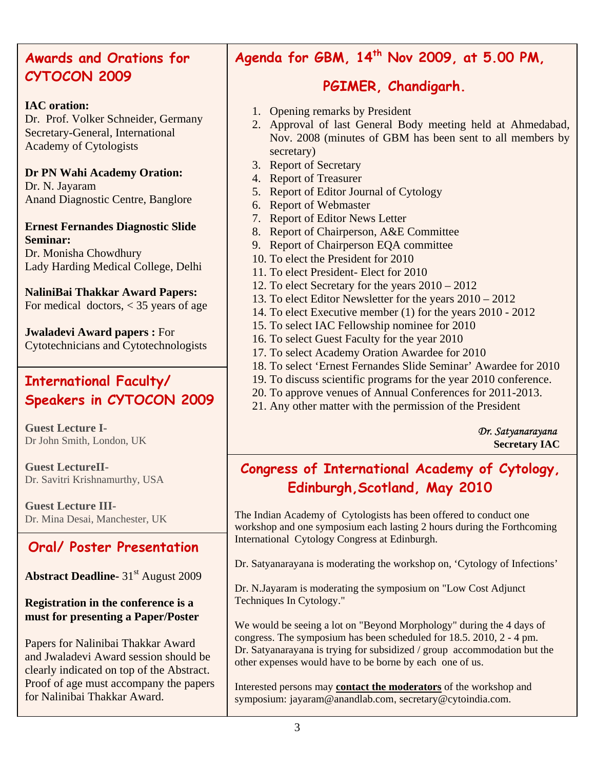## Awards and Orations for CYTOCON 2009

**IAC oration:**
Dr. Prof. Volker Schneider, Germany
Secretary-General, International Academy of Cytologists

**Dr PN Wahi Academy Oration:**
Dr. N. Jayaram
Anand Diagnostic Centre, Banglore

**Ernest Fernandes Diagnostic Slide Seminar:**
Dr. Monisha Chowdhury
Lady Harding Medical College, Delhi

**NaliniBai Thakkar Award Papers:**
For medical doctors, < 35 years of age

**Jwaladevi Award papers :** For Cytotechnicians and Cytotechnologists

## International Faculty/ Speakers in CYTOCON 2009

**Guest Lecture I-**
Dr John Smith, London, UK

**Guest LectureII-**
Dr. Savitri Krishnamurthy, USA

**Guest Lecture III-**
Dr. Mina Desai, Manchester, UK

## Oral/ Poster Presentation

**Abstract Deadline-** 31st August 2009

**Registration in the conference is a must for presenting a Paper/Poster**

Papers for Nalinibai Thakkar Award and Jwaladevi Award session should be clearly indicated on top of the Abstract. Proof of age must accompany the papers for Nalinibai Thakkar Award.

## Agenda for GBM, 14th Nov 2009, at 5.00 PM, PGIMER, Chandigarh.

1. Opening remarks by President
2. Approval of last General Body meeting held at Ahmedabad, Nov. 2008 (minutes of GBM has been sent to all members by secretary)
3. Report of Secretary
4. Report of Treasurer
5. Report of Editor Journal of Cytology
6. Report of Webmaster
7. Report of Editor News Letter
8. Report of Chairperson, A&E Committee
9. Report of Chairperson EQA committee
10. To elect the President for 2010
11. To elect President- Elect for 2010
12. To elect Secretary for the years 2010 – 2012
13. To elect Editor Newsletter for the years 2010 – 2012
14. To elect Executive member (1) for the years 2010 - 2012
15. To select IAC Fellowship nominee for 2010
16. To select Guest Faculty for the year 2010
17. To select Academy Oration Awardee for 2010
18. To select 'Ernest Fernandes Slide Seminar' Awardee for 2010
19. To discuss scientific programs for the year 2010 conference.
20. To approve venues of Annual Conferences for 2011-2013.
21. Any other matter with the permission of the President

*Dr. Satyanarayana*
**Secretary IAC**

## Congress of International Academy of Cytology, Edinburgh,Scotland, May 2010

The Indian Academy of Cytologists has been offered to conduct one workshop and one symposium each lasting 2 hours during the Forthcoming International Cytology Congress at Edinburgh.

Dr. Satyanarayana is moderating the workshop on, 'Cytology of Infections'

Dr. N.Jayaram is moderating the symposium on "Low Cost Adjunct Techniques In Cytology."

We would be seeing a lot on "Beyond Morphology" during the 4 days of congress. The symposium has been scheduled for 18.5. 2010, 2 - 4 pm. Dr. Satyanarayana is trying for subsidized / group accommodation but the other expenses would have to be borne by each one of us.

Interested persons may **contact the moderators** of the workshop and symposium: jayaram@anandlab.com, secretary@cytoindia.com.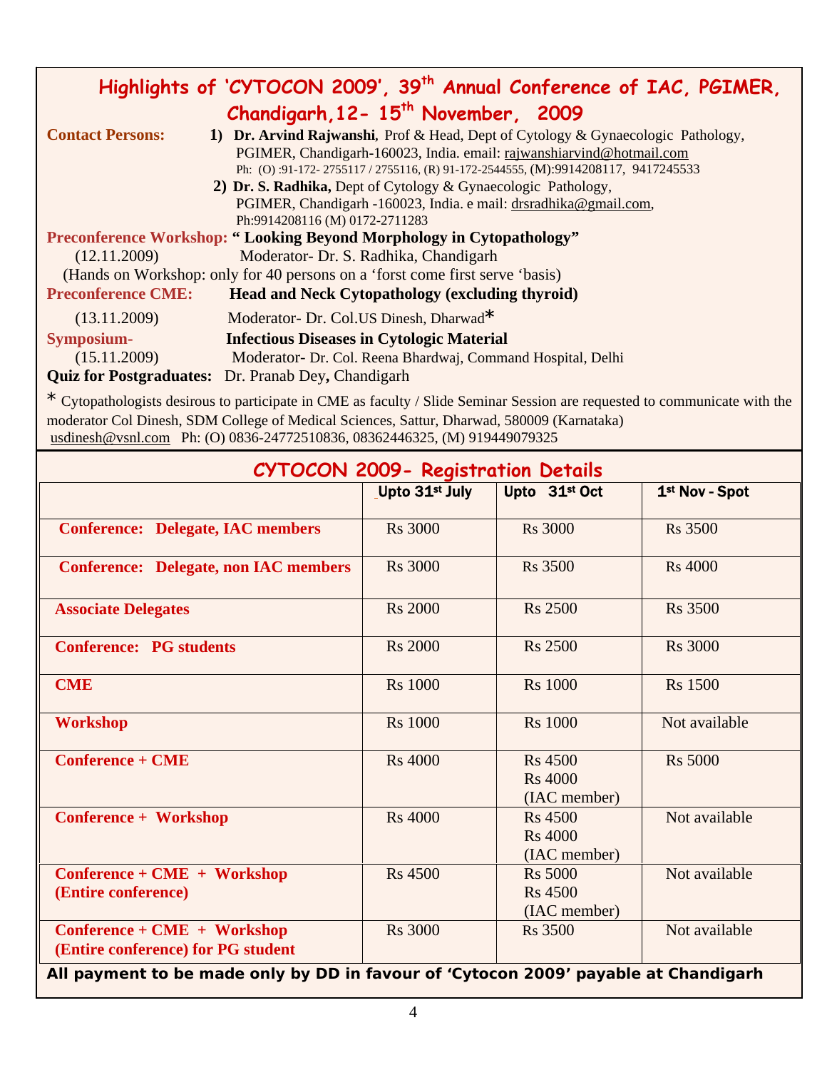# Highlights of 'CYTOCON 2009', 39th Annual Conference of IAC, PGIMER, Chandigarh, 12- 15th November, 2009

**Contact Persons:**

1) **Dr. Arvind Rajwanshi**, Prof & Head, Dept of Cytology & Gynaecologic Pathology, PGIMER, Chandigarh-160023, India. email: rajwanshiarvind@hotmail.com
Ph: (O) :91-172- 2755117 / 2755116, (R) 91-172-2544555, (M):9914208117, 9417245533

2) **Dr. S. Radhika,** Dept of Cytology & Gynaecologic Pathology, PGIMER, Chandigarh -160023, India. e mail: drsradhika@gmail.com,
Ph:9914208116 (M) 0172-2711283

**Preconference Workshop: " Looking Beyond Morphology in Cytopathology"**
(12.11.2009) Moderator- Dr. S. Radhika, Chandigarh
(Hands on Workshop: only for 40 persons on a 'forst come first serve 'basis)

**Preconference CME: Head and Neck Cytopathology (excluding thyroid)**
(13.11.2009) Moderator- Dr. Col.US Dinesh, Dharwad*

**Symposium- Infectious Diseases in Cytologic Material**
(15.11.2009) Moderator- Dr. Col. Reena Bhardwaj, Command Hospital, Delhi

**Quiz for Postgraduates:** Dr. Pranab Dey**,** Chandigarh

* Cytopathologists desirous to participate in CME as faculty / Slide Seminar Session are requested to communicate with the moderator Col Dinesh, SDM College of Medical Sciences, Sattur, Dharwad, 580009 (Karnataka)
usdinesh@vsnl.com Ph: (O) 0836-24772510836, 08362446325, (M) 919449079325

## CYTOCON 2009- Registration Details

| | Upto 31st July | Upto 31st Oct | 1st Nov - Spot |
|---|---|---|---|
| **Conference: Delegate, IAC members** | Rs 3000 | Rs 3000 | Rs 3500 |
| **Conference: Delegate, non IAC members** | Rs 3000 | Rs 3500 | Rs 4000 |
| **Associate Delegates** | Rs 2000 | Rs 2500 | Rs 3500 |
| **Conference: PG students** | Rs 2000 | Rs 2500 | Rs 3000 |
| **CME** | Rs 1000 | Rs 1000 | Rs 1500 |
| **Workshop** | Rs 1000 | Rs 1000 | Not available |
| **Conference + CME** | Rs 4000 | Rs 4500<br>Rs 4000<br>(IAC member) | Rs 5000 |
| **Conference + Workshop** | Rs 4000 | Rs 4500<br>Rs 4000<br>(IAC member) | Not available |
| **Conference + CME + Workshop (Entire conference)** | Rs 4500 | Rs 5000<br>Rs 4500<br>(IAC member) | Not available |
| **Conference + CME + Workshop (Entire conference) for PG student** | Rs 3000 | Rs 3500 | Not available |

**All payment to be made only by DD in favour of 'Cytocon 2009' payable at Chandigarh**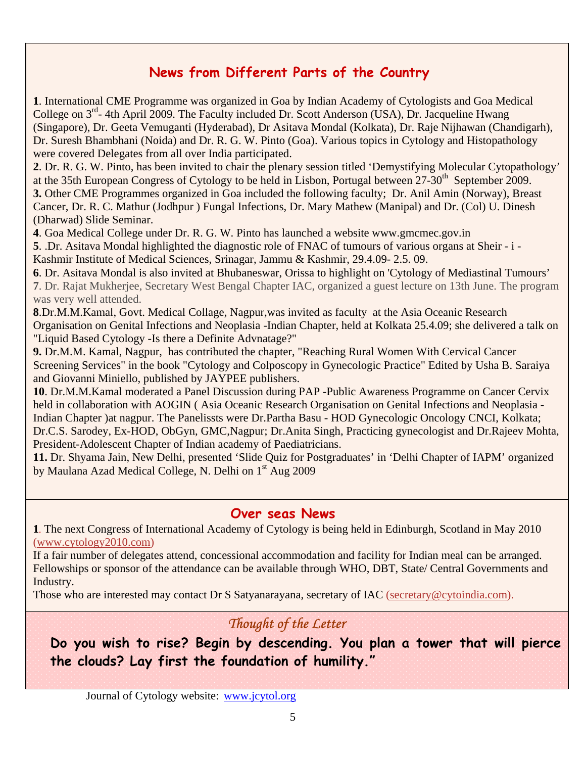## News from Different Parts of the Country

**1**. International CME Programme was organized in Goa by Indian Academy of Cytologists and Goa Medical College on 3rd- 4th April 2009. The Faculty included Dr. Scott Anderson (USA), Dr. Jacqueline Hwang (Singapore), Dr. Geeta Vemuganti (Hyderabad), Dr Asitava Mondal (Kolkata), Dr. Raje Nijhawan (Chandigarh), Dr. Suresh Bhambhani (Noida) and Dr. R. G. W. Pinto (Goa). Various topics in Cytology and Histopathology were covered Delegates from all over India participated.

**2**. Dr. R. G. W. Pinto, has been invited to chair the plenary session titled 'Demystifying Molecular Cytopathology' at the 35th European Congress of Cytology to be held in Lisbon, Portugal between 27-30th September 2009.

**3.** Other CME Programmes organized in Goa included the following faculty; Dr. Anil Amin (Norway), Breast Cancer, Dr. R. C. Mathur (Jodhpur ) Fungal Infections, Dr. Mary Mathew (Manipal) and Dr. (Col) U. Dinesh (Dharwad) Slide Seminar.

**4**. Goa Medical College under Dr. R. G. W. Pinto has launched a website www.gmcmec.gov.in

**5**. .Dr. Asitava Mondal highlighted the diagnostic role of FNAC of tumours of various organs at Sheir - i - Kashmir Institute of Medical Sciences, Srinagar, Jammu & Kashmir, 29.4.09- 2.5. 09.

**6**. Dr. Asitava Mondal is also invited at Bhubaneswar, Orissa to highlight on 'Cytology of Mediastinal Tumours'

**7**. Dr. Rajat Mukherjee, Secretary West Bengal Chapter IAC, organized a guest lecture on 13th June. The program was very well attended.

**8**.Dr.M.M.Kamal, Govt. Medical Collage, Nagpur,was invited as faculty at the Asia Oceanic Research Organisation on Genital Infections and Neoplasia -Indian Chapter, held at Kolkata 25.4.09; she delivered a talk on "Liquid Based Cytology -Is there a Definite Advnatage?"

**9.** Dr.M.M. Kamal, Nagpur, has contributed the chapter, "Reaching Rural Women With Cervical Cancer Screening Services" in the book "Cytology and Colposcopy in Gynecologic Practice" Edited by Usha B. Saraiya and Giovanni Miniello, published by JAYPEE publishers.

**10**. Dr.M.M.Kamal moderated a Panel Discussion during PAP -Public Awareness Programme on Cancer Cervix held in collaboration with AOGIN ( Asia Oceanic Research Organisation on Genital Infections and Neoplasia - Indian Chapter )at nagpur. The Panelissts were Dr.Partha Basu - HOD Gynecologic Oncology CNCI, Kolkata; Dr.C.S. Sarodey, Ex-HOD, ObGyn, GMC,Nagpur; Dr.Anita Singh, Practicing gynecologist and Dr.Rajeev Mohta, President-Adolescent Chapter of Indian academy of Paediatricians.

**11.** Dr. Shyama Jain, New Delhi, presented 'Slide Quiz for Postgraduates' in 'Delhi Chapter of IAPM' organized by Maulana Azad Medical College, N. Delhi on 1st Aug 2009

## Over seas News

**1**. The next Congress of International Academy of Cytology is being held in Edinburgh, Scotland in May 2010 (www.cytology2010.com)

If a fair number of delegates attend, concessional accommodation and facility for Indian meal can be arranged. Fellowships or sponsor of the attendance can be available through WHO, DBT, State/ Central Governments and Industry.

Those who are interested may contact Dr S Satyanarayana, secretary of IAC (secretary@cytoindia.com).

## *Thought of the Letter*

**Do you wish to rise? Begin by descending. You plan a tower that will pierce the clouds? Lay first the foundation of humility."**

Journal of Cytology website: www.jcytol.org